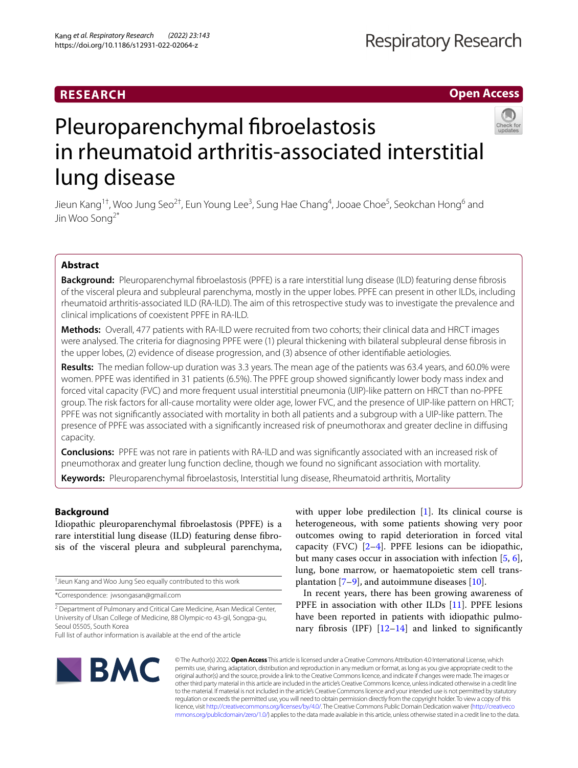RESEARCH

Open Access

# Pleuroparenchymal fibroelastosis in rheumatoid arthritis-associated interstitial lung disease

Jieun Kang[1†], Woo Jung Seo[2†], Eun Young Lee[3], Sung Hae Chang[4], Jooae Choe[5], Seokchan Hong[6] and Jin Woo Song[2*]

## Abstract

**Background:** Pleuroparenchymal fibroelastosis (PPFE) is a rare interstitial lung disease (ILD) featuring dense fibrosis of the visceral pleura and subpleural parenchyma, mostly in the upper lobes. PPFE can present in other ILDs, including rheumatoid arthritis-associated ILD (RA-ILD). The aim of this retrospective study was to investigate the prevalence and clinical implications of coexistent PPFE in RA-ILD.

**Methods:** Overall, 477 patients with RA-ILD were recruited from two cohorts; their clinical data and HRCT images were analysed. The criteria for diagnosing PPFE were (1) pleural thickening with bilateral subpleural dense fibrosis in the upper lobes, (2) evidence of disease progression, and (3) absence of other identifiable aetiologies.

**Results:** The median follow-up duration was 3.3 years. The mean age of the patients was 63.4 years, and 60.0% were women. PPFE was identified in 31 patients (6.5%). The PPFE group showed significantly lower body mass index and forced vital capacity (FVC) and more frequent usual interstitial pneumonia (UIP)-like pattern on HRCT than no-PPFE group. The risk factors for all-cause mortality were older age, lower FVC, and the presence of UIP-like pattern on HRCT; PPFE was not significantly associated with mortality in both all patients and a subgroup with a UIP-like pattern. The presence of PPFE was associated with a significantly increased risk of pneumothorax and greater decline in diffusing capacity.

**Conclusions:** PPFE was not rare in patients with RA-ILD and was significantly associated with an increased risk of pneumothorax and greater lung function decline, though we found no significant association with mortality.

**Keywords:** Pleuroparenchymal fibroelastosis, Interstitial lung disease, Rheumatoid arthritis, Mortality

## Background

Idiopathic pleuroparenchymal fibroelastosis (PPFE) is a rare interstitial lung disease (ILD) featuring dense fibrosis of the visceral pleura and subpleural parenchyma, with upper lobe predilection [1]. Its clinical course is heterogeneous, with some patients showing very poor outcomes owing to rapid deterioration in forced vital capacity (FVC) [2–4]. PPFE lesions can be idiopathic, but many cases occur in association with infection [5, 6], lung, bone marrow, or haematopoietic stem cell transplantation [7–9], and autoimmune diseases [10].

In recent years, there has been growing awareness of PPFE in association with other ILDs [11]. PPFE lesions have been reported in patients with idiopathic pulmonary fibrosis (IPF) [12–14] and linked to significantly

†Jieun Kang and Woo Jung Seo equally contributed to this work

*Correspondence: jwsongasan@gmail.com

[2] Department of Pulmonary and Critical Care Medicine, Asan Medical Center, University of Ulsan College of Medicine, 88 Olympic-ro 43-gil, Songpa-gu, Seoul 05505, South Korea

Full list of author information is available at the end of the article

© The Author(s) 2022. **Open Access** This article is licensed under a Creative Commons Attribution 4.0 International License, which permits use, sharing, adaptation, distribution and reproduction in any medium or format, as long as you give appropriate credit to the original author(s) and the source, provide a link to the Creative Commons licence, and indicate if changes were made. The images or other third party material in this article are included in the article's Creative Commons licence, unless indicated otherwise in a credit line to the material. If material is not included in the article's Creative Commons licence and your intended use is not permitted by statutory regulation or exceeds the permitted use, you will need to obtain permission directly from the copyright holder. To view a copy of this licence, visit http://creativecommons.org/licenses/by/4.0/. The Creative Commons Public Domain Dedication waiver (http://creativecommons.org/publicdomain/zero/1.0/) applies to the data made available in this article, unless otherwise stated in a credit line to the data.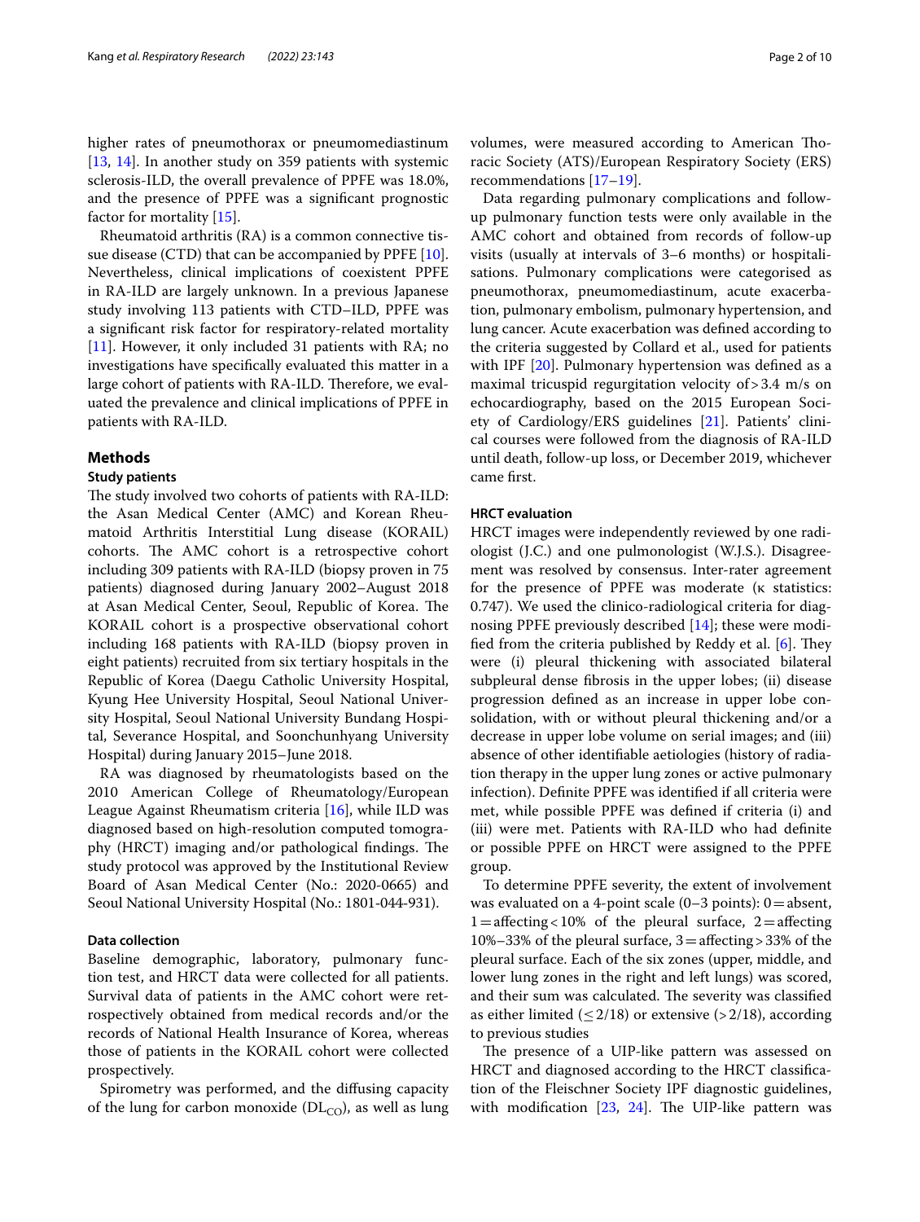higher rates of pneumothorax or pneumomediastinum [13, 14]. In another study on 359 patients with systemic sclerosis-ILD, the overall prevalence of PPFE was 18.0%, and the presence of PPFE was a significant prognostic factor for mortality [15].

Rheumatoid arthritis (RA) is a common connective tissue disease (CTD) that can be accompanied by PPFE [10]. Nevertheless, clinical implications of coexistent PPFE in RA-ILD are largely unknown. In a previous Japanese study involving 113 patients with CTD–ILD, PPFE was a significant risk factor for respiratory-related mortality [11]. However, it only included 31 patients with RA; no investigations have specifically evaluated this matter in a large cohort of patients with RA-ILD. Therefore, we evaluated the prevalence and clinical implications of PPFE in patients with RA-ILD.

## Methods

### Study patients

The study involved two cohorts of patients with RA-ILD: the Asan Medical Center (AMC) and Korean Rheumatoid Arthritis Interstitial Lung disease (KORAIL) cohorts. The AMC cohort is a retrospective cohort including 309 patients with RA-ILD (biopsy proven in 75 patients) diagnosed during January 2002–August 2018 at Asan Medical Center, Seoul, Republic of Korea. The KORAIL cohort is a prospective observational cohort including 168 patients with RA-ILD (biopsy proven in eight patients) recruited from six tertiary hospitals in the Republic of Korea (Daegu Catholic University Hospital, Kyung Hee University Hospital, Seoul National University Hospital, Seoul National University Bundang Hospital, Severance Hospital, and Soonchunhyang University Hospital) during January 2015–June 2018.

RA was diagnosed by rheumatologists based on the 2010 American College of Rheumatology/European League Against Rheumatism criteria [16], while ILD was diagnosed based on high-resolution computed tomography (HRCT) imaging and/or pathological findings. The study protocol was approved by the Institutional Review Board of Asan Medical Center (No.: 2020-0665) and Seoul National University Hospital (No.: 1801-044-931).

### Data collection

Baseline demographic, laboratory, pulmonary function test, and HRCT data were collected for all patients. Survival data of patients in the AMC cohort were retrospectively obtained from medical records and/or the records of National Health Insurance of Korea, whereas those of patients in the KORAIL cohort were collected prospectively.

Spirometry was performed, and the diffusing capacity of the lung for carbon monoxide ($DL_{CO}$), as well as lung volumes, were measured according to American Thoracic Society (ATS)/European Respiratory Society (ERS) recommendations [17–19].

Data regarding pulmonary complications and follow-up pulmonary function tests were only available in the AMC cohort and obtained from records of follow-up visits (usually at intervals of 3–6 months) or hospitalisations. Pulmonary complications were categorised as pneumothorax, pneumomediastinum, acute exacerbation, pulmonary embolism, pulmonary hypertension, and lung cancer. Acute exacerbation was defined according to the criteria suggested by Collard et al., used for patients with IPF [20]. Pulmonary hypertension was defined as a maximal tricuspid regurgitation velocity of > 3.4 m/s on echocardiography, based on the 2015 European Society of Cardiology/ERS guidelines [21]. Patients' clinical courses were followed from the diagnosis of RA-ILD until death, follow-up loss, or December 2019, whichever came first.

### HRCT evaluation

HRCT images were independently reviewed by one radiologist (J.C.) and one pulmonologist (W.J.S.). Disagreement was resolved by consensus. Inter-rater agreement for the presence of PPFE was moderate (κ statistics: 0.747). We used the clinico-radiological criteria for diagnosing PPFE previously described [14]; these were modified from the criteria published by Reddy et al. [6]. They were (i) pleural thickening with associated bilateral subpleural dense fibrosis in the upper lobes; (ii) disease progression defined as an increase in upper lobe consolidation, with or without pleural thickening and/or a decrease in upper lobe volume on serial images; and (iii) absence of other identifiable aetiologies (history of radiation therapy in the upper lung zones or active pulmonary infection). Definite PPFE was identified if all criteria were met, while possible PPFE was defined if criteria (i) and (iii) were met. Patients with RA-ILD who had definite or possible PPFE on HRCT were assigned to the PPFE group.

To determine PPFE severity, the extent of involvement was evaluated on a 4-point scale (0–3 points): 0 = absent, 1 = affecting < 10% of the pleural surface, 2 = affecting 10%–33% of the pleural surface, 3 = affecting > 33% of the pleural surface. Each of the six zones (upper, middle, and lower lung zones in the right and left lungs) was scored, and their sum was calculated. The severity was classified as either limited (≤ 2/18) or extensive (> 2/18), according to previous studies

The presence of a UIP-like pattern was assessed on HRCT and diagnosed according to the HRCT classification of the Fleischner Society IPF diagnostic guidelines, with modification [23, 24]. The UIP-like pattern was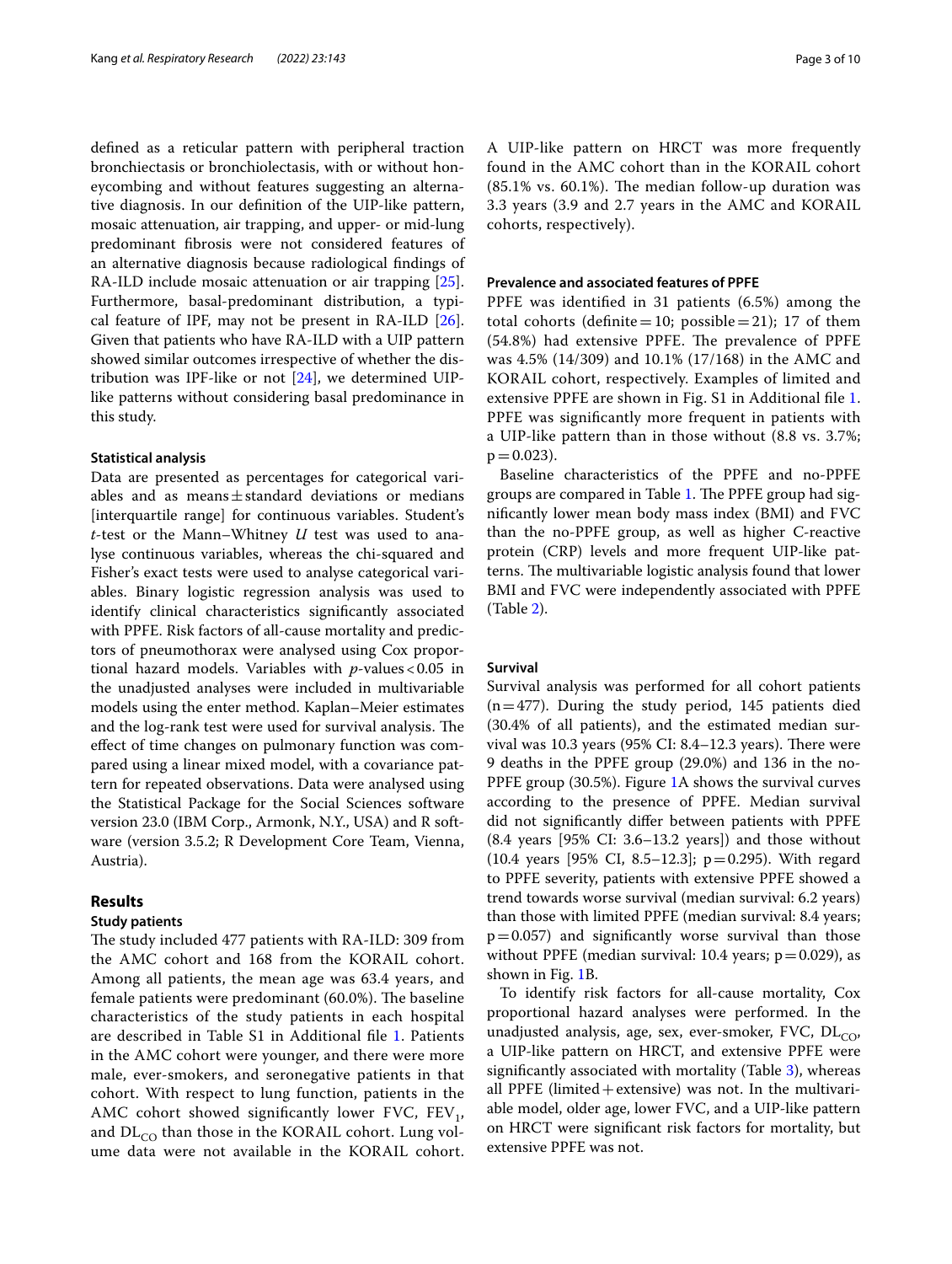defined as a reticular pattern with peripheral traction bronchiectasis or bronchiolectasis, with or without honeycombing and without features suggesting an alternative diagnosis. In our definition of the UIP-like pattern, mosaic attenuation, air trapping, and upper- or mid-lung predominant fibrosis were not considered features of an alternative diagnosis because radiological findings of RA-ILD include mosaic attenuation or air trapping [25]. Furthermore, basal-predominant distribution, a typical feature of IPF, may not be present in RA-ILD [26]. Given that patients who have RA-ILD with a UIP pattern showed similar outcomes irrespective of whether the distribution was IPF-like or not [24], we determined UIP-like patterns without considering basal predominance in this study.

### Statistical analysis

Data are presented as percentages for categorical variables and as means ± standard deviations or medians [interquartile range] for continuous variables. Student's *t*-test or the Mann–Whitney *U* test was used to analyse continuous variables, whereas the chi-squared and Fisher's exact tests were used to analyse categorical variables. Binary logistic regression analysis was used to identify clinical characteristics significantly associated with PPFE. Risk factors of all-cause mortality and predictors of pneumothorax were analysed using Cox proportional hazard models. Variables with $p$-values < 0.05 in the unadjusted analyses were included in multivariable models using the enter method. Kaplan–Meier estimates and the log-rank test were used for survival analysis. The effect of time changes on pulmonary function was compared using a linear mixed model, with a covariance pattern for repeated observations. Data were analysed using the Statistical Package for the Social Sciences software version 23.0 (IBM Corp., Armonk, N.Y., USA) and R software (version 3.5.2; R Development Core Team, Vienna, Austria).

## Results

### Study patients

The study included 477 patients with RA-ILD: 309 from the AMC cohort and 168 from the KORAIL cohort. Among all patients, the mean age was 63.4 years, and female patients were predominant (60.0%). The baseline characteristics of the study patients in each hospital are described in Table S1 in Additional file 1. Patients in the AMC cohort were younger, and there were more male, ever-smokers, and seronegative patients in that cohort. With respect to lung function, patients in the AMC cohort showed significantly lower FVC, $FEV_1$, and $DL_{CO}$ than those in the KORAIL cohort. Lung volume data were not available in the KORAIL cohort. A UIP-like pattern on HRCT was more frequently found in the AMC cohort than in the KORAIL cohort (85.1% vs. 60.1%). The median follow-up duration was 3.3 years (3.9 and 2.7 years in the AMC and KORAIL cohorts, respectively).

### Prevalence and associated features of PPFE

PPFE was identified in 31 patients (6.5%) among the total cohorts (definite = 10; possible = 21); 17 of them (54.8%) had extensive PPFE. The prevalence of PPFE was 4.5% (14/309) and 10.1% (17/168) in the AMC and KORAIL cohort, respectively. Examples of limited and extensive PPFE are shown in Fig. S1 in Additional file 1. PPFE was significantly more frequent in patients with a UIP-like pattern than in those without (8.8 vs. 3.7%; p = 0.023).

Baseline characteristics of the PPFE and no-PPFE groups are compared in Table 1. The PPFE group had significantly lower mean body mass index (BMI) and FVC than the no-PPFE group, as well as higher C-reactive protein (CRP) levels and more frequent UIP-like patterns. The multivariable logistic analysis found that lower BMI and FVC were independently associated with PPFE (Table 2).

### Survival

Survival analysis was performed for all cohort patients (n = 477). During the study period, 145 patients died (30.4% of all patients), and the estimated median survival was 10.3 years (95% CI: 8.4–12.3 years). There were 9 deaths in the PPFE group (29.0%) and 136 in the no-PPFE group (30.5%). Figure 1A shows the survival curves according to the presence of PPFE. Median survival did not significantly differ between patients with PPFE (8.4 years [95% CI: 3.6–13.2 years]) and those without (10.4 years [95% CI, 8.5–12.3]; p = 0.295). With regard to PPFE severity, patients with extensive PPFE showed a trend towards worse survival (median survival: 6.2 years) than those with limited PPFE (median survival: 8.4 years; p = 0.057) and significantly worse survival than those without PPFE (median survival: 10.4 years; p = 0.029), as shown in Fig. 1B.

To identify risk factors for all-cause mortality, Cox proportional hazard analyses were performed. In the unadjusted analysis, age, sex, ever-smoker, FVC, $DL_{CO}$, a UIP-like pattern on HRCT, and extensive PPFE were significantly associated with mortality (Table 3), whereas all PPFE (limited + extensive) was not. In the multivariable model, older age, lower FVC, and a UIP-like pattern on HRCT were significant risk factors for mortality, but extensive PPFE was not.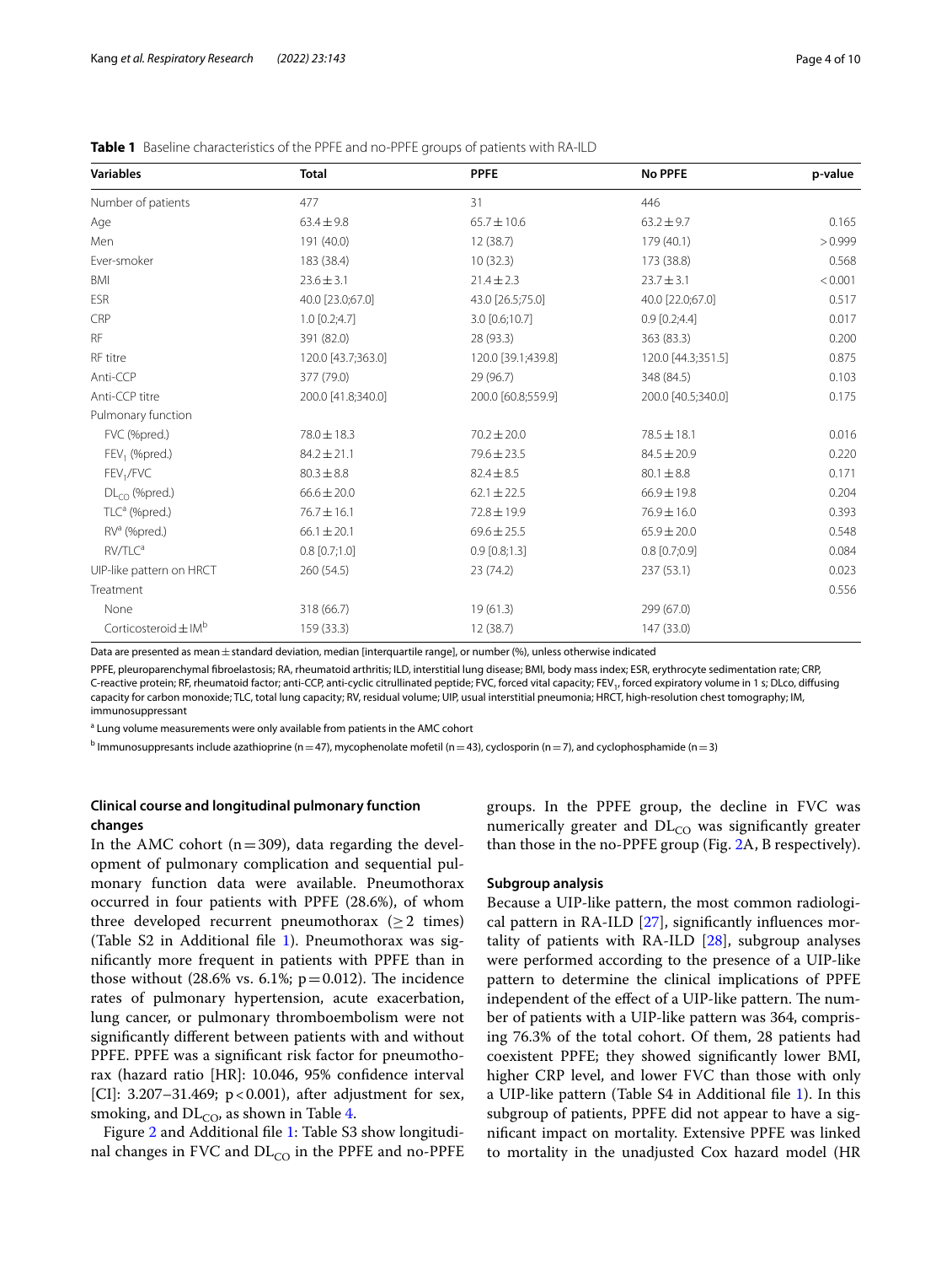**Table 1** Baseline characteristics of the PPFE and no-PPFE groups of patients with RA-ILD

| Variables | Total | PPFE | No PPFE | p-value |
|---|---|---|---|---|
| Number of patients | 477 | 31 | 446 | |
| Age | 63.4 ± 9.8 | 65.7 ± 10.6 | 63.2 ± 9.7 | 0.165 |
| Men | 191 (40.0) | 12 (38.7) | 179 (40.1) | > 0.999 |
| Ever-smoker | 183 (38.4) | 10 (32.3) | 173 (38.8) | 0.568 |
| BMI | 23.6 ± 3.1 | 21.4 ± 2.3 | 23.7 ± 3.1 | < 0.001 |
| ESR | 40.0 [23.0;67.0] | 43.0 [26.5;75.0] | 40.0 [22.0;67.0] | 0.517 |
| CRP | 1.0 [0.2;4.7] | 3.0 [0.6;10.7] | 0.9 [0.2;4.4] | 0.017 |
| RF | 391 (82.0) | 28 (93.3) | 363 (83.3) | 0.200 |
| RF titre | 120.0 [43.7;363.0] | 120.0 [39.1;439.8] | 120.0 [44.3;351.5] | 0.875 |
| Anti-CCP | 377 (79.0) | 29 (96.7) | 348 (84.5) | 0.103 |
| Anti-CCP titre | 200.0 [41.8;340.0] | 200.0 [60.8;559.9] | 200.0 [40.5;340.0] | 0.175 |
| Pulmonary function | | | | |
| FVC (%pred.) | 78.0 ± 18.3 | 70.2 ± 20.0 | 78.5 ± 18.1 | 0.016 |
| $FEV_1$ (%pred.) | 84.2 ± 21.1 | 79.6 ± 23.5 | 84.5 ± 20.9 | 0.220 |
| $FEV_1$/FVC | 80.3 ± 8.8 | 82.4 ± 8.5 | 80.1 ± 8.8 | 0.171 |
| $DL_{CO}$ (%pred.) | 66.6 ± 20.0 | 62.1 ± 22.5 | 66.9 ± 19.8 | 0.204 |
| TLC[a] (%pred.) | 76.7 ± 16.1 | 72.8 ± 19.9 | 76.9 ± 16.0 | 0.393 |
| RV[a] (%pred.) | 66.1 ± 20.1 | 69.6 ± 25.5 | 65.9 ± 20.0 | 0.548 |
| RV/TLC[a] | 0.8 [0.7;1.0] | 0.9 [0.8;1.3] | 0.8 [0.7;0.9] | 0.084 |
| UIP-like pattern on HRCT | 260 (54.5) | 23 (74.2) | 237 (53.1) | 0.023 |
| Treatment | | | | 0.556 |
| None | 318 (66.7) | 19 (61.3) | 299 (67.0) | |
| Corticosteroid ± IM[b] | 159 (33.3) | 12 (38.7) | 147 (33.0) | |

Data are presented as mean ± standard deviation, median [interquartile range], or number (%), unless otherwise indicated

PPFE, pleuroparenchymal fibroelastosis; RA, rheumatoid arthritis; ILD, interstitial lung disease; BMI, body mass index; ESR, erythrocyte sedimentation rate; CRP, C-reactive protein; RF, rheumatoid factor; anti-CCP, anti-cyclic citrullinated peptide; FVC, forced vital capacity; $FEV_1$, forced expiratory volume in 1 s; DLco, diffusing capacity for carbon monoxide; TLC, total lung capacity; RV, residual volume; UIP, usual interstitial pneumonia; HRCT, high-resolution chest tomography; IM, immunosuppressant

[a] Lung volume measurements were only available from patients in the AMC cohort

[b] Immunosuppresants include azathioprine (n = 47), mycophenolate mofetil (n = 43), cyclosporin (n = 7), and cyclophosphamide (n = 3)

## Clinical course and longitudinal pulmonary function changes

In the AMC cohort (n = 309), data regarding the development of pulmonary complication and sequential pulmonary function data were available. Pneumothorax occurred in four patients with PPFE (28.6%), of whom three developed recurrent pneumothorax (≥ 2 times) (Table S2 in Additional file 1). Pneumothorax was significantly more frequent in patients with PPFE than in those without (28.6% vs. 6.1%; $p = 0.012$). The incidence rates of pulmonary hypertension, acute exacerbation, lung cancer, or pulmonary thromboembolism were not significantly different between patients with and without PPFE. PPFE was a significant risk factor for pneumothorax (hazard ratio [HR]: 10.046, 95% confidence interval [CI]: 3.207–31.469; $p < 0.001$), after adjustment for sex, smoking, and $DL_{CO}$, as shown in Table 4.

Figure 2 and Additional file 1: Table S3 show longitudinal changes in FVC and $DL_{CO}$ in the PPFE and no-PPFE groups. In the PPFE group, the decline in FVC was numerically greater and $DL_{CO}$ was significantly greater than those in the no-PPFE group (Fig. 2A, B respectively).

## Subgroup analysis

Because a UIP-like pattern, the most common radiological pattern in RA-ILD [27], significantly influences mortality of patients with RA-ILD [28], subgroup analyses were performed according to the presence of a UIP-like pattern to determine the clinical implications of PPFE independent of the effect of a UIP-like pattern. The number of patients with a UIP-like pattern was 364, comprising 76.3% of the total cohort. Of them, 28 patients had coexistent PPFE; they showed significantly lower BMI, higher CRP level, and lower FVC than those with only a UIP-like pattern (Table S4 in Additional file 1). In this subgroup of patients, PPFE did not appear to have a significant impact on mortality. Extensive PPFE was linked to mortality in the unadjusted Cox hazard model (HR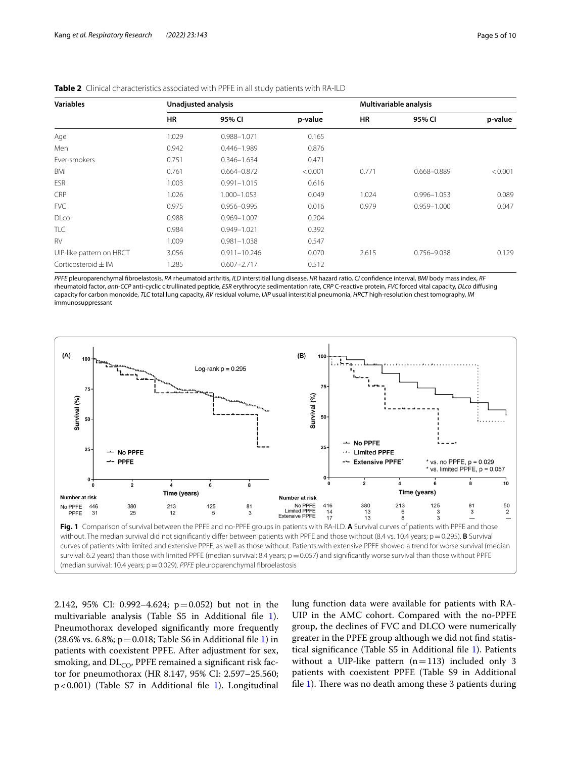**Table 2** Clinical characteristics associated with PPFE in all study patients with RA-ILD

| Variables | Unadjusted analysis | | | Multivariable analysis | | |
|---|---|---|---|---|---|---|
| | HR | 95% CI | p-value | HR | 95% CI | p-value |
| Age | 1.029 | 0.988–1.071 | 0.165 | | | |
| Men | 0.942 | 0.446–1.989 | 0.876 | | | |
| Ever-smokers | 0.751 | 0.346–1.634 | 0.471 | | | |
| BMI | 0.761 | 0.664–0.872 | < 0.001 | 0.771 | 0.668–0.889 | < 0.001 |
| ESR | 1.003 | 0.991–1.015 | 0.616 | | | |
| CRP | 1.026 | 1.000–1.053 | 0.049 | 1.024 | 0.996–1.053 | 0.089 |
| FVC | 0.975 | 0.956–0.995 | 0.016 | 0.979 | 0.959–1.000 | 0.047 |
| DLco | 0.988 | 0.969–1.007 | 0.204 | | | |
| TLC | 0.984 | 0.949–1.021 | 0.392 | | | |
| RV | 1.009 | 0.981–1.038 | 0.547 | | | |
| UIP-like pattern on HRCT | 3.056 | 0.911–10.246 | 0.070 | 2.615 | 0.756–9.038 | 0.129 |
| Corticosteroid ± IM | 1.285 | 0.607–2.717 | 0.512 | | | |

*PPFE* pleuroparenchymal fibroelastosis, *RA* rheumatoid arthritis, *ILD* interstitial lung disease, *HR* hazard ratio, *CI* confidence interval, *BMI* body mass index, *RF* rheumatoid factor, *anti-CCP* anti-cyclic citrullinated peptide, *ESR* erythrocyte sedimentation rate, *CRP* C-reactive protein, *FVC* forced vital capacity, *DLco* diffusing capacity for carbon monoxide, *TLC* total lung capacity, *RV* residual volume, *UIP* usual interstitial pneumonia, *HRCT* high-resolution chest tomography, *IM* immunosuppressant

**Fig. 1** Comparison of survival between the PPFE and no-PPFE groups in patients with RA-ILD. **A** Survival curves of patients with PPFE and those without. The median survival did not significantly differ between patients with PPFE and those without (8.4 vs. 10.4 years; p = 0.295). **B** Survival curves of patients with limited and extensive PPFE, as well as those without. Patients with extensive PPFE showed a trend for worse survival (median survival: 6.2 years) than those with limited PPFE (median survival: 8.4 years; p = 0.057) and significantly worse survival than those without PPFE (median survival: 10.4 years; p = 0.029). *PPFE* pleuroparenchymal fibroelastosis

2.142, 95% CI: 0.992–4.624; p = 0.052) but not in the multivariable analysis (Table S5 in Additional file 1). Pneumothorax developed significantly more frequently (28.6% vs. 6.8%; p = 0.018; Table S6 in Additional file 1) in patients with coexistent PPFE. After adjustment for sex, smoking, and $DL_{CO}$, PPFE remained a significant risk factor for pneumothorax (HR 8.147, 95% CI: 2.597–25.560; p < 0.001) (Table S7 in Additional file 1). Longitudinal lung function data were available for patients with RA-UIP in the AMC cohort. Compared with the no-PPFE group, the declines of FVC and DLCO were numerically greater in the PPFE group although we did not find statistical significance (Table S5 in Additional file 1). Patients without a UIP-like pattern (n = 113) included only 3 patients with coexistent PPFE (Table S9 in Additional file 1). There was no death among these 3 patients during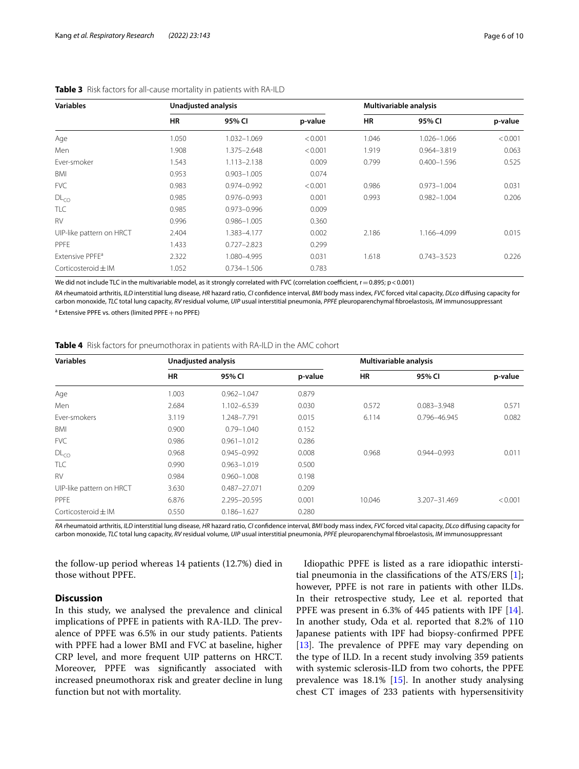**Table 3** Risk factors for all-cause mortality in patients with RA-ILD

| Variables | Unadjusted analysis | | | Multivariable analysis | | |
|---|---|---|---|---|---|---|
| | HR | 95% CI | p-value | HR | 95% CI | p-value |
| Age | 1.050 | 1.032–1.069 | < 0.001 | 1.046 | 1.026–1.066 | < 0.001 |
| Men | 1.908 | 1.375–2.648 | < 0.001 | 1.919 | 0.964–3.819 | 0.063 |
| Ever-smoker | 1.543 | 1.113–2.138 | 0.009 | 0.799 | 0.400–1.596 | 0.525 |
| BMI | 0.953 | 0.903–1.005 | 0.074 | | | |
| FVC | 0.983 | 0.974–0.992 | < 0.001 | 0.986 | 0.973–1.004 | 0.031 |
| $DL_{CO}$ | 0.985 | 0.976–0.993 | 0.001 | 0.993 | 0.982–1.004 | 0.206 |
| TLC | 0.985 | 0.973–0.996 | 0.009 | | | |
| RV | 0.996 | 0.986–1.005 | 0.360 | | | |
| UIP-like pattern on HRCT | 2.404 | 1.383–4.177 | 0.002 | 2.186 | 1.166–4.099 | 0.015 |
| PPFE | 1.433 | 0.727–2.823 | 0.299 | | | |
| Extensive PPFE[a] | 2.322 | 1.080–4.995 | 0.031 | 1.618 | 0.743–3.523 | 0.226 |
| Corticosteroid ± IM | 1.052 | 0.734–1.506 | 0.783 | | | |

We did not include TLC in the multivariable model, as it strongly correlated with FVC (correlation coefficient, r = 0.895; p < 0.001)

*RA* rheumatoid arthritis, *ILD* interstitial lung disease, *HR* hazard ratio, *CI* confidence interval, *BMI* body mass index, *FVC* forced vital capacity, *DLco* diffusing capacity for carbon monoxide, *TLC* total lung capacity, *RV* residual volume, *UIP* usual interstitial pneumonia, *PPFE* pleuroparenchymal fibroelastosis, *IM* immunosuppressant

[a] Extensive PPFE vs. others (limited PPFE + no PPFE)

**Table 4** Risk factors for pneumothorax in patients with RA-ILD in the AMC cohort

| Variables | Unadjusted analysis | | | Multivariable analysis | | |
|---|---|---|---|---|---|---|
| | HR | 95% CI | p-value | HR | 95% CI | p-value |
| Age | 1.003 | 0.962–1.047 | 0.879 | | | |
| Men | 2.684 | 1.102–6.539 | 0.030 | 0.572 | 0.083–3.948 | 0.571 |
| Ever-smokers | 3.119 | 1.248–7.791 | 0.015 | 6.114 | 0.796–46.945 | 0.082 |
| BMI | 0.900 | 0.79–1.040 | 0.152 | | | |
| FVC | 0.986 | 0.961–1.012 | 0.286 | | | |
| $DL_{CO}$ | 0.968 | 0.945–0.992 | 0.008 | 0.968 | 0.944–0.993 | 0.011 |
| TLC | 0.990 | 0.963–1.019 | 0.500 | | | |
| RV | 0.984 | 0.960–1.008 | 0.198 | | | |
| UIP-like pattern on HRCT | 3.630 | 0.487–27.071 | 0.209 | | | |
| PPFE | 6.876 | 2.295–20.595 | 0.001 | 10.046 | 3.207–31.469 | < 0.001 |
| Corticosteroid ± IM | 0.550 | 0.186–1.627 | 0.280 | | | |

*RA* rheumatoid arthritis, *ILD* interstitial lung disease, *HR* hazard ratio, *CI* confidence interval, *BMI* body mass index, *FVC* forced vital capacity, *DLco* diffusing capacity for carbon monoxide, *TLC* total lung capacity, *RV* residual volume, *UIP* usual interstitial pneumonia, *PPFE* pleuroparenchymal fibroelastosis, *IM* immunosuppressant

the follow-up period whereas 14 patients (12.7%) died in those without PPFE.

## Discussion

In this study, we analysed the prevalence and clinical implications of PPFE in patients with RA-ILD. The prevalence of PPFE was 6.5% in our study patients. Patients with PPFE had a lower BMI and FVC at baseline, higher CRP level, and more frequent UIP patterns on HRCT. Moreover, PPFE was significantly associated with increased pneumothorax risk and greater decline in lung function but not with mortality.

Idiopathic PPFE is listed as a rare idiopathic interstitial pneumonia in the classifications of the ATS/ERS [1]; however, PPFE is not rare in patients with other ILDs. In their retrospective study, Lee et al. reported that PPFE was present in 6.3% of 445 patients with IPF [14]. In another study, Oda et al. reported that 8.2% of 110 Japanese patients with IPF had biopsy-confirmed PPFE [13]. The prevalence of PPFE may vary depending on the type of ILD. In a recent study involving 359 patients with systemic sclerosis-ILD from two cohorts, the PPFE prevalence was 18.1% [15]. In another study analysing chest CT images of 233 patients with hypersensitivity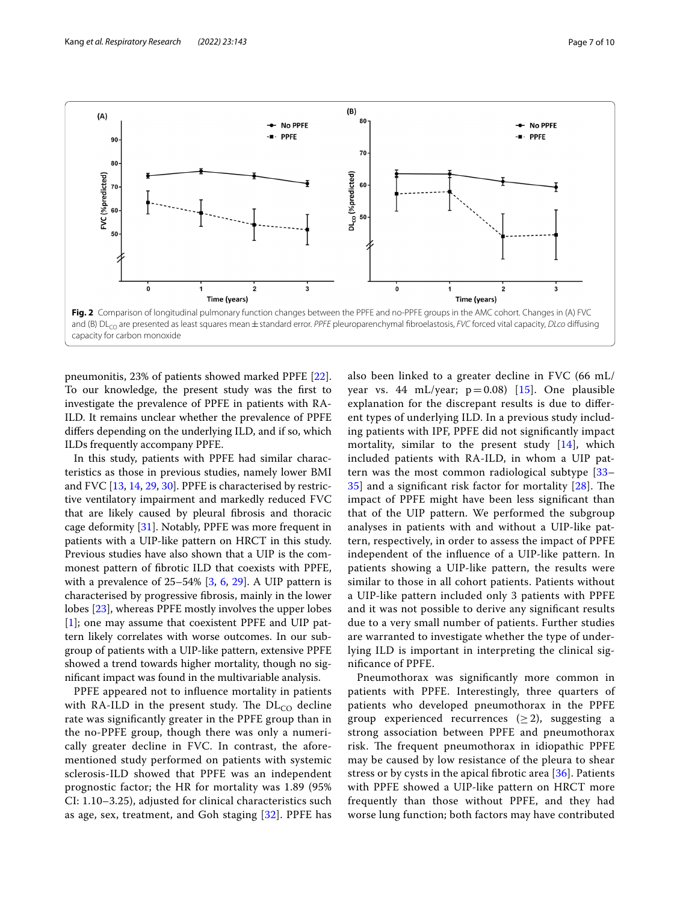**Fig. 2** Comparison of longitudinal pulmonary function changes between the PPFE and no-PPFE groups in the AMC cohort. Changes in (A) FVC and (B) $DL_{CO}$ are presented as least squares mean ± standard error. *PPFE* pleuroparenchymal fibroelastosis, *FVC* forced vital capacity, *DLco* diffusing capacity for carbon monoxide

pneumonitis, 23% of patients showed marked PPFE [22]. To our knowledge, the present study was the first to investigate the prevalence of PPFE in patients with RA-ILD. It remains unclear whether the prevalence of PPFE differs depending on the underlying ILD, and if so, which ILDs frequently accompany PPFE.

In this study, patients with PPFE had similar characteristics as those in previous studies, namely lower BMI and FVC [13, 14, 29, 30]. PPFE is characterised by restrictive ventilatory impairment and markedly reduced FVC that are likely caused by pleural fibrosis and thoracic cage deformity [31]. Notably, PPFE was more frequent in patients with a UIP-like pattern on HRCT in this study. Previous studies have also shown that a UIP is the commonest pattern of fibrotic ILD that coexists with PPFE, with a prevalence of 25–54% [3, 6, 29]. A UIP pattern is characterised by progressive fibrosis, mainly in the lower lobes [23], whereas PPFE mostly involves the upper lobes [1]; one may assume that coexistent PPFE and UIP pattern likely correlates with worse outcomes. In our subgroup of patients with a UIP-like pattern, extensive PPFE showed a trend towards higher mortality, though no significant impact was found in the multivariable analysis.

PPFE appeared not to influence mortality in patients with RA-ILD in the present study. The $DL_{CO}$ decline rate was significantly greater in the PPFE group than in the no-PPFE group, though there was only a numerically greater decline in FVC. In contrast, the aforementioned study performed on patients with systemic sclerosis-ILD showed that PPFE was an independent prognostic factor; the HR for mortality was 1.89 (95% CI: 1.10–3.25), adjusted for clinical characteristics such as age, sex, treatment, and Goh staging [32]. PPFE has also been linked to a greater decline in FVC (66 mL/year vs. 44 mL/year; $p = 0.08$) [15]. One plausible explanation for the discrepant results is due to different types of underlying ILD. In a previous study including patients with IPF, PPFE did not significantly impact mortality, similar to the present study [14], which included patients with RA-ILD, in whom a UIP pattern was the most common radiological subtype [33–35] and a significant risk factor for mortality [28]. The impact of PPFE might have been less significant than that of the UIP pattern. We performed the subgroup analyses in patients with and without a UIP-like pattern, respectively, in order to assess the impact of PPFE independent of the influence of a UIP-like pattern. In patients showing a UIP-like pattern, the results were similar to those in all cohort patients. Patients without a UIP-like pattern included only 3 patients with PPFE and it was not possible to derive any significant results due to a very small number of patients. Further studies are warranted to investigate whether the type of underlying ILD is important in interpreting the clinical significance of PPFE.

Pneumothorax was significantly more common in patients with PPFE. Interestingly, three quarters of patients who developed pneumothorax in the PPFE group experienced recurrences (≥ 2), suggesting a strong association between PPFE and pneumothorax risk. The frequent pneumothorax in idiopathic PPFE may be caused by low resistance of the pleura to shear stress or by cysts in the apical fibrotic area [36]. Patients with PPFE showed a UIP-like pattern on HRCT more frequently than those without PPFE, and they had worse lung function; both factors may have contributed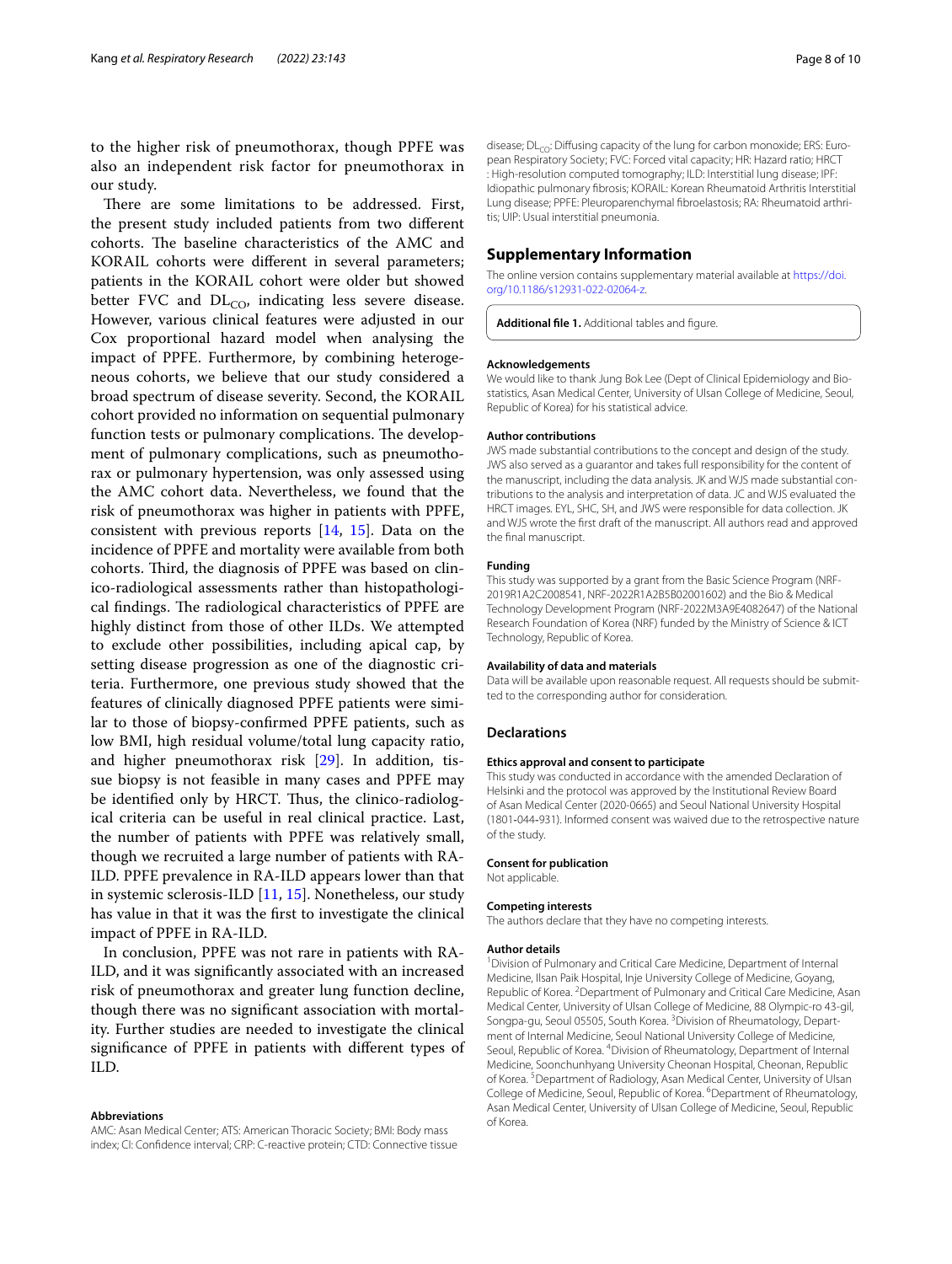to the higher risk of pneumothorax, though PPFE was also an independent risk factor for pneumothorax in our study.

There are some limitations to be addressed. First, the present study included patients from two different cohorts. The baseline characteristics of the AMC and KORAIL cohorts were different in several parameters; patients in the KORAIL cohort were older but showed better FVC and $DL_{CO}$, indicating less severe disease. However, various clinical features were adjusted in our Cox proportional hazard model when analysing the impact of PPFE. Furthermore, by combining heterogeneous cohorts, we believe that our study considered a broad spectrum of disease severity. Second, the KORAIL cohort provided no information on sequential pulmonary function tests or pulmonary complications. The development of pulmonary complications, such as pneumothorax or pulmonary hypertension, was only assessed using the AMC cohort data. Nevertheless, we found that the risk of pneumothorax was higher in patients with PPFE, consistent with previous reports [14, 15]. Data on the incidence of PPFE and mortality were available from both cohorts. Third, the diagnosis of PPFE was based on clinico-radiological assessments rather than histopathological findings. The radiological characteristics of PPFE are highly distinct from those of other ILDs. We attempted to exclude other possibilities, including apical cap, by setting disease progression as one of the diagnostic criteria. Furthermore, one previous study showed that the features of clinically diagnosed PPFE patients were similar to those of biopsy-confirmed PPFE patients, such as low BMI, high residual volume/total lung capacity ratio, and higher pneumothorax risk [29]. In addition, tissue biopsy is not feasible in many cases and PPFE may be identified only by HRCT. Thus, the clinico-radiological criteria can be useful in real clinical practice. Last, the number of patients with PPFE was relatively small, though we recruited a large number of patients with RA-ILD. PPFE prevalence in RA-ILD appears lower than that in systemic sclerosis-ILD [11, 15]. Nonetheless, our study has value in that it was the first to investigate the clinical impact of PPFE in RA-ILD.

In conclusion, PPFE was not rare in patients with RA-ILD, and it was significantly associated with an increased risk of pneumothorax and greater lung function decline, though there was no significant association with mortality. Further studies are needed to investigate the clinical significance of PPFE in patients with different types of ILD.

#### Abbreviations

AMC: Asan Medical Center; ATS: American Thoracic Society; BMI: Body mass index; CI: Confidence interval; CRP: C-reactive protein; CTD: Connective tissue disease; $DL_{CO}$: Diffusing capacity of the lung for carbon monoxide; ERS: European Respiratory Society; FVC: Forced vital capacity; HR: Hazard ratio; HRCT: High-resolution computed tomography; ILD: Interstitial lung disease; IPF: Idiopathic pulmonary fibrosis; KORAIL: Korean Rheumatoid Arthritis Interstitial Lung disease; PPFE: Pleuroparenchymal fibroelastosis; RA: Rheumatoid arthritis; UIP: Usual interstitial pneumonia.

## Supplementary Information

The online version contains supplementary material available at https://doi.org/10.1186/s12931-022-02064-z.

**Additional file 1.** Additional tables and figure.

#### Acknowledgements

We would like to thank Jung Bok Lee (Dept of Clinical Epidemiology and Biostatistics, Asan Medical Center, University of Ulsan College of Medicine, Seoul, Republic of Korea) for his statistical advice.

#### Author contributions

JWS made substantial contributions to the concept and design of the study. JWS also served as a guarantor and takes full responsibility for the content of the manuscript, including the data analysis. JK and WJS made substantial contributions to the analysis and interpretation of data. JC and WJS evaluated the HRCT images. EYL, SHC, SH, and JWS were responsible for data collection. JK and WJS wrote the first draft of the manuscript. All authors read and approved the final manuscript.

#### Funding

This study was supported by a grant from the Basic Science Program (NRF-2019R1A2C2008541, NRF-2022R1A2B5B02001602) and the Bio & Medical Technology Development Program (NRF-2022M3A9E4082647) of the National Research Foundation of Korea (NRF) funded by the Ministry of Science & ICT Technology, Republic of Korea.

#### Availability of data and materials

Data will be available upon reasonable request. All requests should be submitted to the corresponding author for consideration.

## Declarations

#### Ethics approval and consent to participate

This study was conducted in accordance with the amended Declaration of Helsinki and the protocol was approved by the Institutional Review Board of Asan Medical Center (2020-0665) and Seoul National University Hospital (1801-044-931). Informed consent was waived due to the retrospective nature of the study.

#### Consent for publication

Not applicable.

#### Competing interests

The authors declare that they have no competing interests.

#### Author details

[1]Division of Pulmonary and Critical Care Medicine, Department of Internal Medicine, Ilsan Paik Hospital, Inje University College of Medicine, Goyang, Republic of Korea. [2]Department of Pulmonary and Critical Care Medicine, Asan Medical Center, University of Ulsan College of Medicine, 88 Olympic-ro 43-gil, Songpa-gu, Seoul 05505, South Korea. [3]Division of Rheumatology, Department of Internal Medicine, Seoul National University College of Medicine, Seoul, Republic of Korea. [4]Division of Rheumatology, Department of Internal Medicine, Soonchunhyang University Cheonan Hospital, Cheonan, Republic of Korea. [5]Department of Radiology, Asan Medical Center, University of Ulsan College of Medicine, Seoul, Republic of Korea. [6]Department of Rheumatology, Asan Medical Center, University of Ulsan College of Medicine, Seoul, Republic of Korea.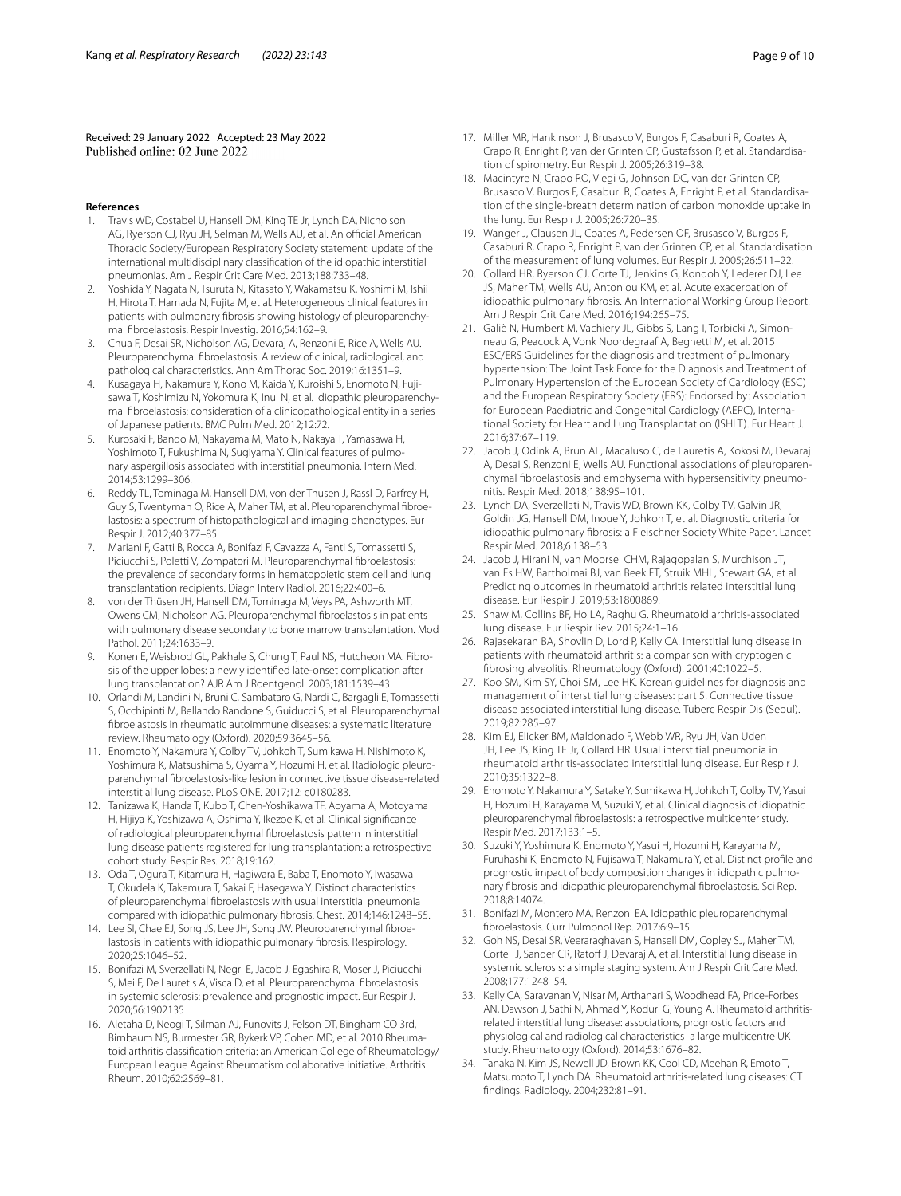Received: 29 January 2022 Accepted: 23 May 2022
Published online: 02 June 2022

**References**

1. Travis WD, Costabel U, Hansell DM, King TE Jr, Lynch DA, Nicholson AG, Ryerson CJ, Ryu JH, Selman M, Wells AU, et al. An official American Thoracic Society/European Respiratory Society statement: update of the international multidisciplinary classification of the idiopathic interstitial pneumonias. Am J Respir Crit Care Med. 2013;188:733–48.
2. Yoshida Y, Nagata N, Tsuruta N, Kitasato Y, Wakamatsu K, Yoshimi M, Ishii H, Hirota T, Hamada N, Fujita M, et al. Heterogeneous clinical features in patients with pulmonary fibrosis showing histology of pleuroparenchymal fibroelastosis. Respir Investig. 2016;54:162–9.
3. Chua F, Desai SR, Nicholson AG, Devaraj A, Renzoni E, Rice A, Wells AU. Pleuroparenchymal fibroelastosis. A review of clinical, radiological, and pathological characteristics. Ann Am Thorac Soc. 2019;16:1351–9.
4. Kusagaya H, Nakamura Y, Kono M, Kaida Y, Kuroishi S, Enomoto N, Fujisawa T, Koshimizu N, Yokomura K, Inui N, et al. Idiopathic pleuroparenchymal fibroelastosis: consideration of a clinicopathological entity in a series of Japanese patients. BMC Pulm Med. 2012;12:72.
5. Kurosaki F, Bando M, Nakayama M, Mato N, Nakaya T, Yamasawa H, Yoshimoto T, Fukushima N, Sugiyama Y. Clinical features of pulmonary aspergillosis associated with interstitial pneumonia. Intern Med. 2014;53:1299–306.
6. Reddy TL, Tominaga M, Hansell DM, von der Thusen J, Rassl D, Parfrey H, Guy S, Twentyman O, Rice A, Maher TM, et al. Pleuroparenchymal fibroelastosis: a spectrum of histopathological and imaging phenotypes. Eur Respir J. 2012;40:377–85.
7. Mariani F, Gatti B, Rocca A, Bonifazi F, Cavazza A, Fanti S, Tomassetti S, Piciucchi S, Poletti V, Zompatori M. Pleuroparenchymal fibroelastosis: the prevalence of secondary forms in hematopoietic stem cell and lung transplantation recipients. Diagn Interv Radiol. 2016;22:400–6.
8. von der Thüsen JH, Hansell DM, Tominaga M, Veys PA, Ashworth MT, Owens CM, Nicholson AG. Pleuroparenchymal fibroelastosis in patients with pulmonary disease secondary to bone marrow transplantation. Mod Pathol. 2011;24:1633–9.
9. Konen E, Weisbrod GL, Pakhale S, Chung T, Paul NS, Hutcheon MA. Fibrosis of the upper lobes: a newly identified late-onset complication after lung transplantation? AJR Am J Roentgenol. 2003;181:1539–43.
10. Orlandi M, Landini N, Bruni C, Sambataro G, Nardi C, Bargagli E, Tomassetti S, Occhipinti M, Bellando Randone S, Guiducci S, et al. Pleuroparenchymal fibroelastosis in rheumatic autoimmune diseases: a systematic literature review. Rheumatology (Oxford). 2020;59:3645–56.
11. Enomoto Y, Nakamura Y, Colby TV, Johkoh T, Sumikawa H, Nishimoto K, Yoshimura K, Matsushima S, Oyama Y, Hozumi H, et al. Radiologic pleuroparenchymal fibroelastosis-like lesion in connective tissue disease-related interstitial lung disease. PLoS ONE. 2017;12: e0180283.
12. Tanizawa K, Handa T, Kubo T, Chen-Yoshikawa TF, Aoyama A, Motoyama H, Hijiya K, Yoshizawa A, Oshima Y, Ikezoe K, et al. Clinical significance of radiological pleuroparenchymal fibroelastosis pattern in interstitial lung disease patients registered for lung transplantation: a retrospective cohort study. Respir Res. 2018;19:162.
13. Oda T, Ogura T, Kitamura H, Hagiwara E, Baba T, Enomoto Y, Iwasawa T, Okudela K, Takemura T, Sakai F, Hasegawa Y. Distinct characteristics of pleuroparenchymal fibroelastosis with usual interstitial pneumonia compared with idiopathic pulmonary fibrosis. Chest. 2014;146:1248–55.
14. Lee SI, Chae EJ, Song JS, Lee JH, Song JW. Pleuroparenchymal fibroelastosis in patients with idiopathic pulmonary fibrosis. Respirology. 2020;25:1046–52.
15. Bonifazi M, Sverzellati N, Negri E, Jacob J, Egashira R, Moser J, Piciucchi S, Mei F, De Lauretis A, Visca D, et al. Pleuroparenchymal fibroelastosis in systemic sclerosis: prevalence and prognostic impact. Eur Respir J. 2020;56:1902135
16. Aletaha D, Neogi T, Silman AJ, Funovits J, Felson DT, Bingham CO 3rd, Birnbaum NS, Burmester GR, Bykerk VP, Cohen MD, et al. 2010 Rheumatoid arthritis classification criteria: an American College of Rheumatology/European League Against Rheumatism collaborative initiative. Arthritis Rheum. 2010;62:2569–81.
17. Miller MR, Hankinson J, Brusasco V, Burgos F, Casaburi R, Coates A, Crapo R, Enright P, van der Grinten CP, Gustafsson P, et al. Standardisation of spirometry. Eur Respir J. 2005;26:319–38.
18. Macintyre N, Crapo RO, Viegi G, Johnson DC, van der Grinten CP, Brusasco V, Burgos F, Casaburi R, Coates A, Enright P, et al. Standardisation of the single-breath determination of carbon monoxide uptake in the lung. Eur Respir J. 2005;26:720–35.
19. Wanger J, Clausen JL, Coates A, Pedersen OF, Brusasco V, Burgos F, Casaburi R, Crapo R, Enright P, van der Grinten CP, et al. Standardisation of the measurement of lung volumes. Eur Respir J. 2005;26:511–22.
20. Collard HR, Ryerson CJ, Corte TJ, Jenkins G, Kondoh Y, Lederer DJ, Lee JS, Maher TM, Wells AU, Antoniou KM, et al. Acute exacerbation of idiopathic pulmonary fibrosis. An International Working Group Report. Am J Respir Crit Care Med. 2016;194:265–75.
21. Galiè N, Humbert M, Vachiery JL, Gibbs S, Lang I, Torbicki A, Simonneau G, Peacock A, Vonk Noordegraaf A, Beghetti M, et al. 2015 ESC/ERS Guidelines for the diagnosis and treatment of pulmonary hypertension: The Joint Task Force for the Diagnosis and Treatment of Pulmonary Hypertension of the European Society of Cardiology (ESC) and the European Respiratory Society (ERS): Endorsed by: Association for European Paediatric and Congenital Cardiology (AEPC), International Society for Heart and Lung Transplantation (ISHLT). Eur Heart J. 2016;37:67–119.
22. Jacob J, Odink A, Brun AL, Macaluso C, de Lauretis A, Kokosi M, Devaraj A, Desai S, Renzoni E, Wells AU. Functional associations of pleuroparenchymal fibroelastosis and emphysema with hypersensitivity pneumonitis. Respir Med. 2018;138:95–101.
23. Lynch DA, Sverzellati N, Travis WD, Brown KK, Colby TV, Galvin JR, Goldin JG, Hansell DM, Inoue Y, Johkoh T, et al. Diagnostic criteria for idiopathic pulmonary fibrosis: a Fleischner Society White Paper. Lancet Respir Med. 2018;6:138–53.
24. Jacob J, Hirani N, van Moorsel CHM, Rajagopalan S, Murchison JT, van Es HW, Bartholmai BJ, van Beek FT, Struik MHL, Stewart GA, et al. Predicting outcomes in rheumatoid arthritis related interstitial lung disease. Eur Respir J. 2019;53:1800869.
25. Shaw M, Collins BF, Ho LA, Raghu G. Rheumatoid arthritis-associated lung disease. Eur Respir Rev. 2015;24:1–16.
26. Rajasekaran BA, Shovlin D, Lord P, Kelly CA. Interstitial lung disease in patients with rheumatoid arthritis: a comparison with cryptogenic fibrosing alveolitis. Rheumatology (Oxford). 2001;40:1022–5.
27. Koo SM, Kim SY, Choi SM, Lee HK. Korean guidelines for diagnosis and management of interstitial lung diseases: part 5. Connective tissue disease associated interstitial lung disease. Tuberc Respir Dis (Seoul). 2019;82:285–97.
28. Kim EJ, Elicker BM, Maldonado F, Webb WR, Ryu JH, Van Uden JH, Lee JS, King TE Jr, Collard HR. Usual interstitial pneumonia in rheumatoid arthritis-associated interstitial lung disease. Eur Respir J. 2010;35:1322–8.
29. Enomoto Y, Nakamura Y, Satake Y, Sumikawa H, Johkoh T, Colby TV, Yasui H, Hozumi H, Karayama M, Suzuki Y, et al. Clinical diagnosis of idiopathic pleuroparenchymal fibroelastosis: a retrospective multicenter study. Respir Med. 2017;133:1–5.
30. Suzuki Y, Yoshimura K, Enomoto Y, Yasui H, Hozumi H, Karayama M, Furuhashi K, Enomoto N, Fujisawa T, Nakamura Y, et al. Distinct profile and prognostic impact of body composition changes in idiopathic pulmonary fibrosis and idiopathic pleuroparenchymal fibroelastosis. Sci Rep. 2018;8:14074.
31. Bonifazi M, Montero MA, Renzoni EA. Idiopathic pleuroparenchymal fibroelastosis. Curr Pulmonol Rep. 2017;6:9–15.
32. Goh NS, Desai SR, Veeraraghavan S, Hansell DM, Copley SJ, Maher TM, Corte TJ, Sander CR, Ratoff J, Devaraj A, et al. Interstitial lung disease in systemic sclerosis: a simple staging system. Am J Respir Crit Care Med. 2008;177:1248–54.
33. Kelly CA, Saravanan V, Nisar M, Arthanari S, Woodhead FA, Price-Forbes AN, Dawson J, Sathi N, Ahmad Y, Koduri G, Young A. Rheumatoid arthritis-related interstitial lung disease: associations, prognostic factors and physiological and radiological characteristics–a large multicentre UK study. Rheumatology (Oxford). 2014;53:1676–82.
34. Tanaka N, Kim JS, Newell JD, Brown KK, Cool CD, Meehan R, Emoto T, Matsumoto T, Lynch DA. Rheumatoid arthritis-related lung diseases: CT findings. Radiology. 2004;232:81–91.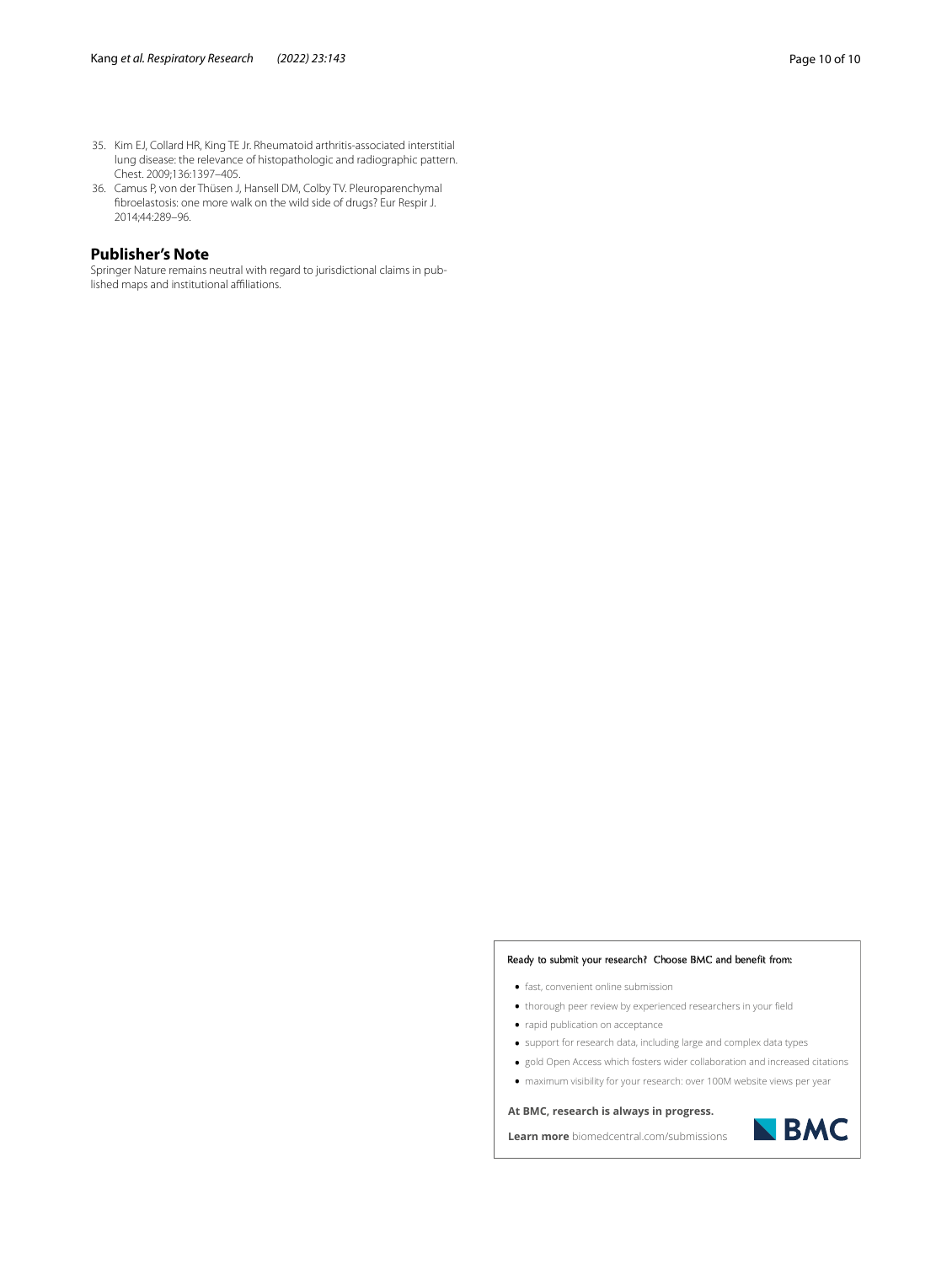35. Kim EJ, Collard HR, King TE Jr. Rheumatoid arthritis-associated interstitial lung disease: the relevance of histopathologic and radiographic pattern. Chest. 2009;136:1397–405.
36. Camus P, von der Thüsen J, Hansell DM, Colby TV. Pleuroparenchymal fibroelastosis: one more walk on the wild side of drugs? Eur Respir J. 2014;44:289–96.

## Publisher's Note

Springer Nature remains neutral with regard to jurisdictional claims in published maps and institutional affiliations.

Ready to submit your research? Choose BMC and benefit from:

- fast, convenient online submission
- thorough peer review by experienced researchers in your field
- rapid publication on acceptance
- support for research data, including large and complex data types
- gold Open Access which fosters wider collaboration and increased citations
- maximum visibility for your research: over 100M website views per year

**At BMC, research is always in progress.**

**Learn more** biomedcentral.com/submissions

BMC